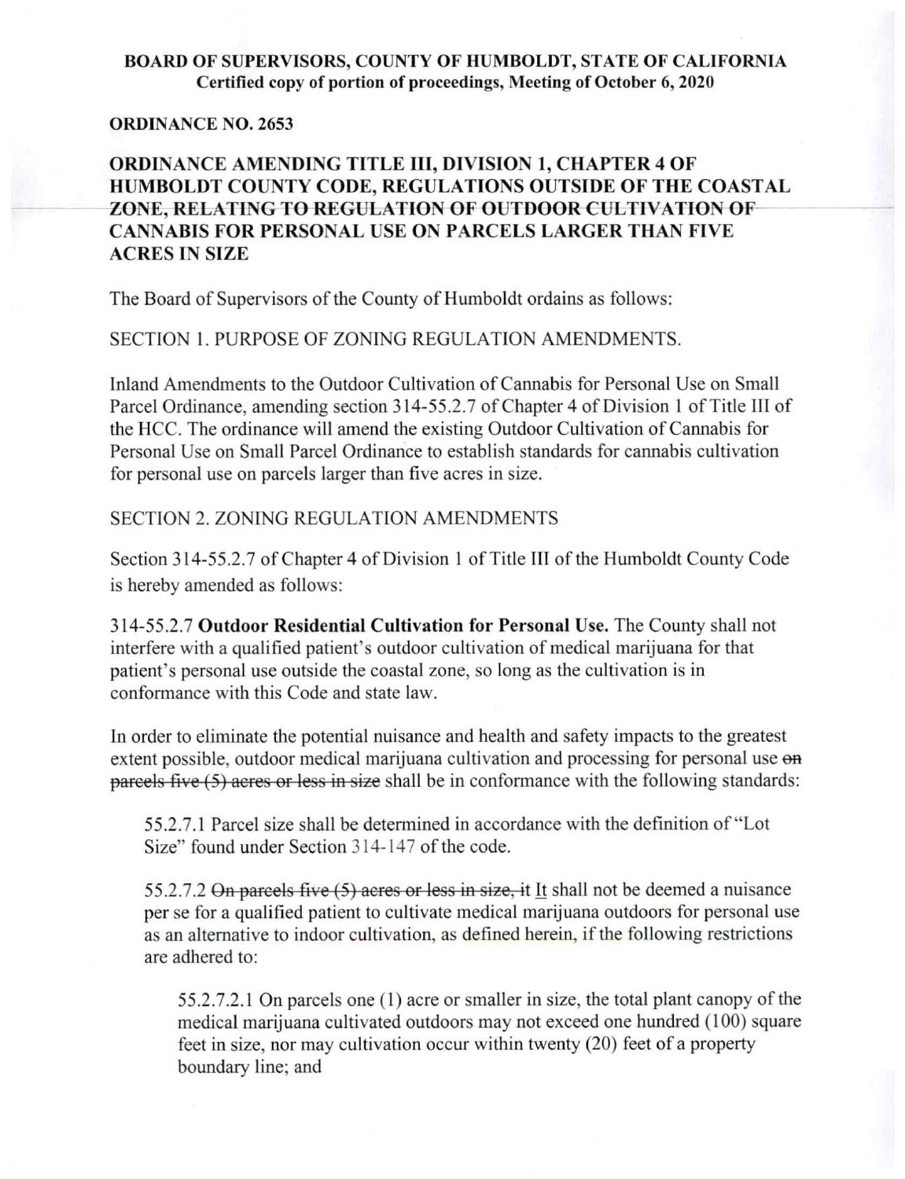**BOARD OF SUPERVISORS, COUNTY OF HUMBOLDT, STATE OF CALIFORNIA**
**Certified copy of portion of proceedings, Meeting of October 6, 2020**

**ORDINANCE NO. 2653**

**ORDINANCE AMENDING TITLE III, DIVISION 1, CHAPTER 4 OF HUMBOLDT COUNTY CODE, REGULATIONS OUTSIDE OF THE COASTAL ZONE, RELATING TO REGULATION OF OUTDOOR CULTIVATION OF CANNABIS FOR PERSONAL USE ON PARCELS LARGER THAN FIVE ACRES IN SIZE**

The Board of Supervisors of the County of Humboldt ordains as follows:

SECTION 1. PURPOSE OF ZONING REGULATION AMENDMENTS.

Inland Amendments to the Outdoor Cultivation of Cannabis for Personal Use on Small Parcel Ordinance, amending section 314-55.2.7 of Chapter 4 of Division 1 of Title III of the HCC. The ordinance will amend the existing Outdoor Cultivation of Cannabis for Personal Use on Small Parcel Ordinance to establish standards for cannabis cultivation for personal use on parcels larger than five acres in size.

SECTION 2. ZONING REGULATION AMENDMENTS

Section 314-55.2.7 of Chapter 4 of Division 1 of Title III of the Humboldt County Code is hereby amended as follows:

314-55.2.7 **Outdoor Residential Cultivation for Personal Use.** The County shall not interfere with a qualified patient's outdoor cultivation of medical marijuana for that patient's personal use outside the coastal zone, so long as the cultivation is in conformance with this Code and state law.

In order to eliminate the potential nuisance and health and safety impacts to the greatest extent possible, outdoor medical marijuana cultivation and processing for personal use ~~on parcels five (5) acres or less in size~~ shall be in conformance with the following standards:

55.2.7.1 Parcel size shall be determined in accordance with the definition of "Lot Size" found under Section 314-147 of the code.

55.2.7.2 ~~On parcels five (5) acres or less in size, it~~ It shall not be deemed a nuisance per se for a qualified patient to cultivate medical marijuana outdoors for personal use as an alternative to indoor cultivation, as defined herein, if the following restrictions are adhered to:

55.2.7.2.1 On parcels one (1) acre or smaller in size, the total plant canopy of the medical marijuana cultivated outdoors may not exceed one hundred (100) square feet in size, nor may cultivation occur within twenty (20) feet of a property boundary line; and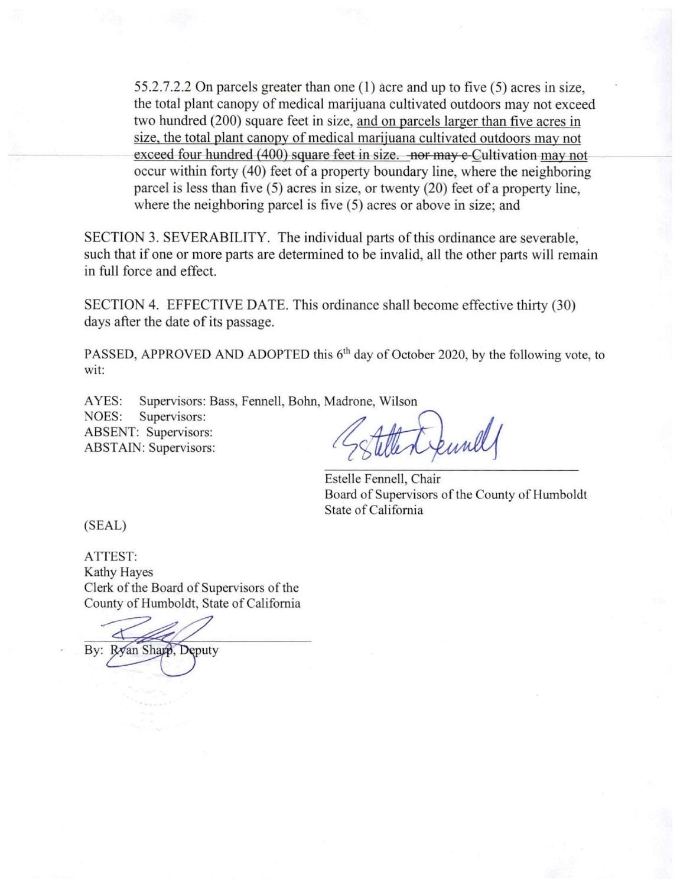55.2.7.2.2 On parcels greater than one (1) acre and up to five (5) acres in size, the total plant canopy of medical marijuana cultivated outdoors may not exceed two hundred (200) square feet in size, <u>and on parcels larger than five acres in size, the total plant canopy of medical marijuana cultivated outdoors may not exceed four hundred (400) square feet in size.</u> ~~nor may c~~<u>C</u>ultivation <u>may not</u> occur within forty (40) feet of a property boundary line, where the neighboring parcel is less than five (5) acres in size, or twenty (20) feet of a property line, where the neighboring parcel is five (5) acres or above in size; and

SECTION 3. SEVERABILITY. The individual parts of this ordinance are severable, such that if one or more parts are determined to be invalid, all the other parts will remain in full force and effect.

SECTION 4. EFFECTIVE DATE. This ordinance shall become effective thirty (30) days after the date of its passage.

PASSED, APPROVED AND ADOPTED this 6th day of October 2020, by the following vote, to wit:

AYES: Supervisors: Bass, Fennell, Bohn, Madrone, Wilson
NOES: Supervisors:
ABSENT: Supervisors:
ABSTAIN: Supervisors:

Estelle Fennell, Chair
Board of Supervisors of the County of Humboldt
State of California

(SEAL)

ATTEST:
Kathy Hayes
Clerk of the Board of Supervisors of the County of Humboldt, State of California

By: Ryan Sharp, Deputy